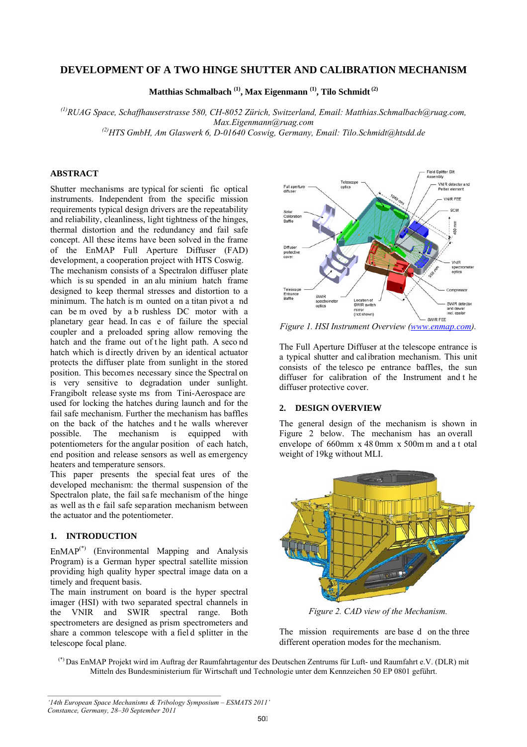# DEVELOPMENT OF A TWO HINGE SHUTTER AND CALIBRATION MECHANISM

**Matthias Schmalbach [(1)], Max Eigenmann [(1)], Tilo Schmidt [(2)]**

*[(1)]RUAG Space, Schaffhauserstrasse 580, CH-8052 Zürich, Switzerland, Email: Matthias.Schmalbach@ruag.com, Max.Eigenmann@ruag.com*
*[(2)]HTS GmbH, Am Glaswerk 6, D-01640 Coswig, Germany, Email: Tilo.Schmidt@htsdd.de*

## ABSTRACT

Shutter mechanisms are typical for scientific optical instruments. Independent from the specific mission requirements typical design drivers are the repeatability and reliability, cleanliness, light tightness of the hinges, thermal distortion and the redundancy and fail safe concept. All these items have been solved in the frame of the EnMAP Full Aperture Diffuser (FAD) development, a cooperation project with HTS Coswig.

The mechanism consists of a Spectralon diffuser plate which is suspended in an aluminium hatch frame designed to keep thermal stresses and distortion to a minimum. The hatch is mounted on a titan pivot and can be moved by a brushless DC motor with a planetary gear head. In case of failure the special coupler and a preloaded spring allow removing the hatch and the frame out of the light path. A second hatch which is directly driven by an identical actuator protects the diffuser plate from sunlight in the stored position. This becomes necessary since the Spectralon is very sensitive to degradation under sunlight. Frangibolt release systems from Tini-Aerospace are used for locking the hatches during launch and for the fail safe mechanism. Further the mechanism has baffles on the back of the hatches and the walls wherever possible. The mechanism is equipped with potentiometers for the angular position of each hatch, end position and release sensors as well as emergency heaters and temperature sensors.

This paper presents the special features of the developed mechanism: the thermal suspension of the Spectralon plate, the fail safe mechanism of the hinge as well as the fail safe separation mechanism between the actuator and the potentiometer.

## 1. INTRODUCTION

EnMAP[(*)] (Environmental Mapping and Analysis Program) is a German hyper spectral satellite mission providing high quality hyper spectral image data on a timely and frequent basis.

The main instrument on board is the hyper spectral imager (HSI) with two separated spectral channels in the VNIR and SWIR spectral range. Both spectrometers are designed as prism spectrometers and share a common telescope with a field splitter in the telescope focal plane.

*Figure 1. HSI Instrument Overview (www.enmap.com).*

The Full Aperture Diffuser at the telescope entrance is a typical shutter and calibration mechanism. This unit consists of the telescope entrance baffles, the sun diffuser for calibration of the Instrument and the diffuser protective cover.

## 2. DESIGN OVERVIEW

The general design of the mechanism is shown in Figure 2 below. The mechanism has an overall envelope of 660mm x 480mm x 500mm and a total weight of 19kg without MLI.

*Figure 2. CAD view of the Mechanism.*

The mission requirements are based on the three different operation modes for the mechanism.

[(*)] Das EnMAP Projekt wird im Auftrag der Raumfahrtagentur des Deutschen Zentrums für Luft- und Raumfahrt e.V. (DLR) mit Mitteln des Bundesministerium für Wirtschaft und Technologie unter dem Kennzeichen 50 EP 0801 geführt.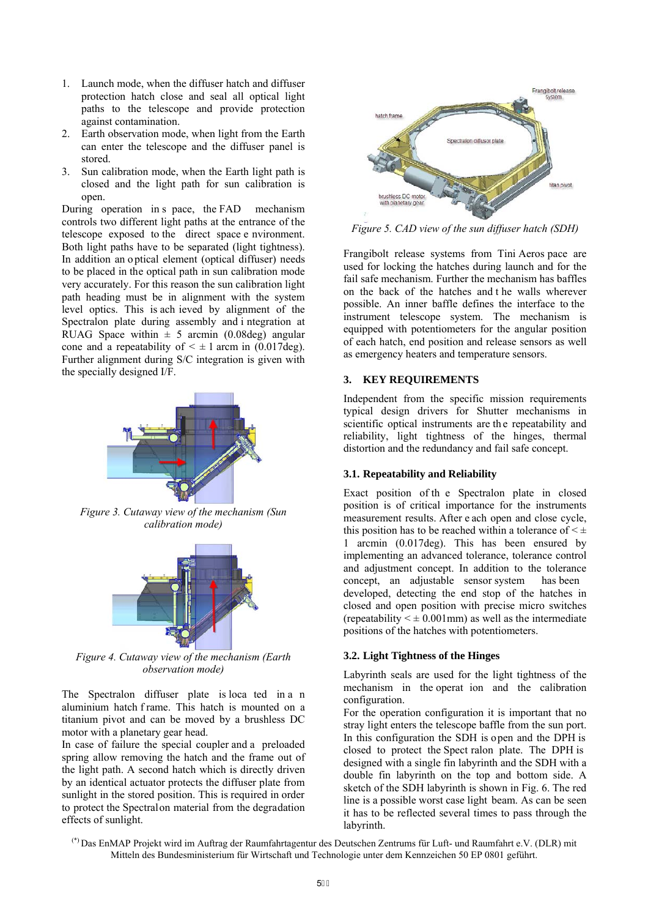1. Launch mode, when the diffuser hatch and diffuser protection hatch close and seal all optical light paths to the telescope and provide protection against contamination.
2. Earth observation mode, when light from the Earth can enter the telescope and the diffuser panel is stored.
3. Sun calibration mode, when the Earth light path is closed and the light path for sun calibration is open.

During operation in space, the FAD mechanism controls two different light paths at the entrance of the telescope exposed to the direct space environment. Both light paths have to be separated (light tightness). In addition an optical element (optical diffuser) needs to be placed in the optical path in sun calibration mode very accurately. For this reason the sun calibration light path heading must be in alignment with the system level optics. This is achieved by alignment of the Spectralon plate during assembly and integration at RUAG Space within ± 5 arcmin (0.08deg) angular cone and a repeatability of < ± 1 arcm in (0.017deg). Further alignment during S/C integration is given with the specially designed I/F.

*Figure 3. Cutaway view of the mechanism (Sun calibration mode)*

*Figure 4. Cutaway view of the mechanism (Earth observation mode)*

The Spectralon diffuser plate is located in an aluminium hatch frame. This hatch is mounted on a titanium pivot and can be moved by a brushless DC motor with a planetary gear head.

In case of failure the special coupler and a preloaded spring allow removing the hatch and the frame out of the light path. A second hatch which is directly driven by an identical actuator protects the diffuser plate from sunlight in the stored position. This is required in order to protect the Spectralon material from the degradation effects of sunlight.

*Figure 5. CAD view of the sun diffuser hatch (SDH)*

Frangibolt release systems from Tini Aerospace are used for locking the hatches during launch and for the fail safe mechanism. Further the mechanism has baffles on the back of the hatches and the walls wherever possible. An inner baffle defines the interface to the instrument telescope system. The mechanism is equipped with potentiometers for the angular position of each hatch, end position and release sensors as well as emergency heaters and temperature sensors.

## 3. KEY REQUIREMENTS

Independent from the specific mission requirements typical design drivers for Shutter mechanisms in scientific optical instruments are the repeatability and reliability, light tightness of the hinges, thermal distortion and the redundancy and fail safe concept.

### 3.1. Repeatability and Reliability

Exact position of the Spectralon plate in closed position is of critical importance for the instruments measurement results. After each open and close cycle, this position has to be reached within a tolerance of < ± 1 arcmin (0.017deg). This has been ensured by implementing an advanced tolerance, tolerance control and adjustment concept. In addition to the tolerance concept, an adjustable sensor system has been developed, detecting the end stop of the hatches in closed and open position with precise micro switches (repeatability < ± 0.001mm) as well as the intermediate positions of the hatches with potentiometers.

### 3.2. Light Tightness of the Hinges

Labyrinth seals are used for the light tightness of the mechanism in the operation and the calibration configuration.

For the operation configuration it is important that no stray light enters the telescope baffle from the sun port. In this configuration the SDH is open and the DPH is closed to protect the Spectralon plate. The DPH is designed with a single fin labyrinth and the SDH with a double fin labyrinth on the top and bottom side. A sketch of the SDH labyrinth is shown in Fig. 6. The red line is a possible worst case light beam. As can be seen it has to be reflected several times to pass through the labyrinth.

(*) Das EnMAP Projekt wird im Auftrag der Raumfahrtagentur des Deutschen Zentrums für Luft- und Raumfahrt e.V. (DLR) mit Mitteln des Bundesministerium für Wirtschaft und Technologie unter dem Kennzeichen 50 EP 0801 geführt.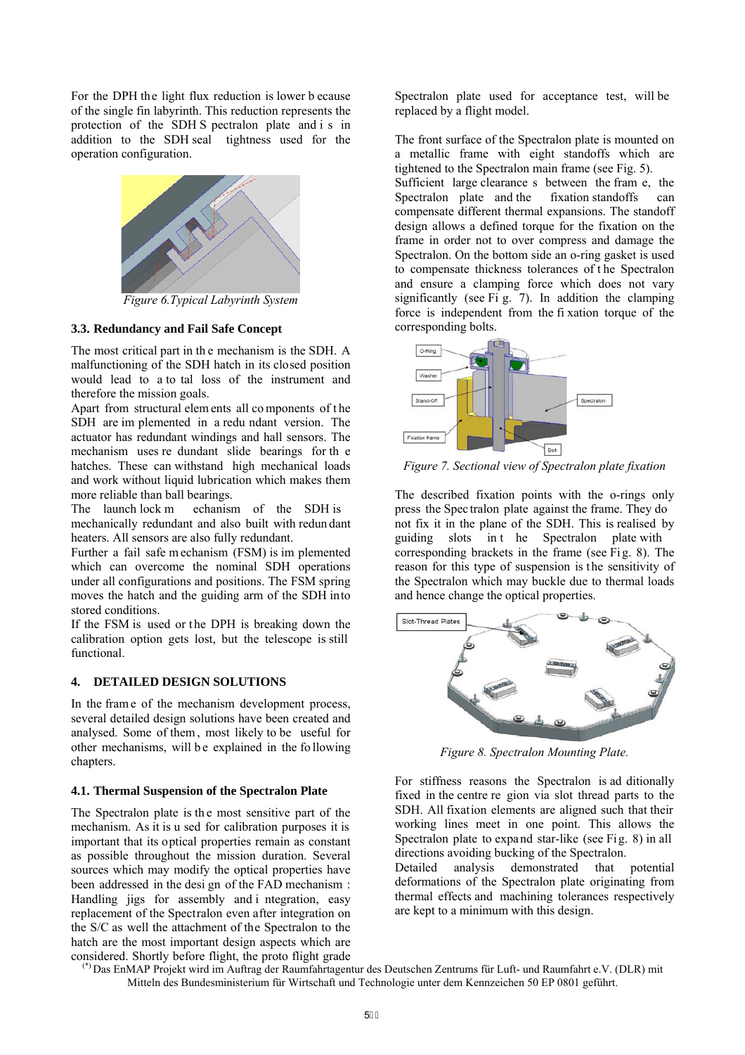For the DPH the light flux reduction is lower because of the single fin labyrinth. This reduction represents the protection of the SDH Spectralon plate and is in addition to the SDH seal tightness used for the operation configuration.

*Figure 6.Typical Labyrinth System*

### 3.3. Redundancy and Fail Safe Concept

The most critical part in the mechanism is the SDH. A malfunctioning of the SDH hatch in its closed position would lead to a total loss of the instrument and therefore the mission goals.

Apart from structural elements all components of the SDH are implemented in a redundant version. The actuator has redundant windings and hall sensors. The mechanism uses redundant slide bearings for the hatches. These can withstand high mechanical loads and work without liquid lubrication which makes them more reliable than ball bearings.

The launch lock mechanism of the SDH is mechanically redundant and also built with redundant heaters. All sensors are also fully redundant.

Further a fail safe mechanism (FSM) is implemented which can overcome the nominal SDH operations under all configurations and positions. The FSM spring moves the hatch and the guiding arm of the SDH into stored conditions.

If the FSM is used or the DPH is breaking down the calibration option gets lost, but the telescope is still functional.

## 4. DETAILED DESIGN SOLUTIONS

In the frame of the mechanism development process, several detailed design solutions have been created and analysed. Some of them, most likely to be useful for other mechanisms, will be explained in the following chapters.

### 4.1. Thermal Suspension of the Spectralon Plate

The Spectralon plate is the most sensitive part of the mechanism. As it is used for calibration purposes it is important that its optical properties remain as constant as possible throughout the mission duration. Several sources which may modify the optical properties have been addressed in the design of the FAD mechanism : Handling jigs for assembly and integration, easy replacement of the Spectralon even after integration on the S/C as well the attachment of the Spectralon to the hatch are the most important design aspects which are considered. Shortly before flight, the proto flight grade Spectralon plate used for acceptance test, will be replaced by a flight model.

The front surface of the Spectralon plate is mounted on a metallic frame with eight standoffs which are tightened to the Spectralon main frame (see Fig. 5).

Sufficient large clearances between the frame, the Spectralon plate and the fixation standoffs can compensate different thermal expansions. The standoff design allows a defined torque for the fixation on the frame in order not to over compress and damage the Spectralon. On the bottom side an o-ring gasket is used to compensate thickness tolerances of the Spectralon and ensure a clamping force which does not vary significantly (see Fig. 7). In addition the clamping force is independent from the fixation torque of the corresponding bolts.

*Figure 7. Sectional view of Spectralon plate fixation*

The described fixation points with the o-rings only press the Spectralon plate against the frame. They do not fix it in the plane of the SDH. This is realised by guiding slots in the Spectralon plate with corresponding brackets in the frame (see Fig. 8). The reason for this type of suspension is the sensitivity of the Spectralon which may buckle due to thermal loads and hence change the optical properties.

*Figure 8. Spectralon Mounting Plate.*

For stiffness reasons the Spectralon is additionally fixed in the centre region via slot thread parts to the SDH. All fixation elements are aligned such that their working lines meet in one point. This allows the Spectralon plate to expand star-like (see Fig. 8) in all directions avoiding bucking of the Spectralon.

Detailed analysis demonstrated that potential deformations of the Spectralon plate originating from thermal effects and machining tolerances respectively are kept to a minimum with this design.

(*) Das EnMAP Projekt wird im Auftrag der Raumfahrtagentur des Deutschen Zentrums für Luft- und Raumfahrt e.V. (DLR) mit Mitteln des Bundesministerium für Wirtschaft und Technologie unter dem Kennzeichen 50 EP 0801 geführt.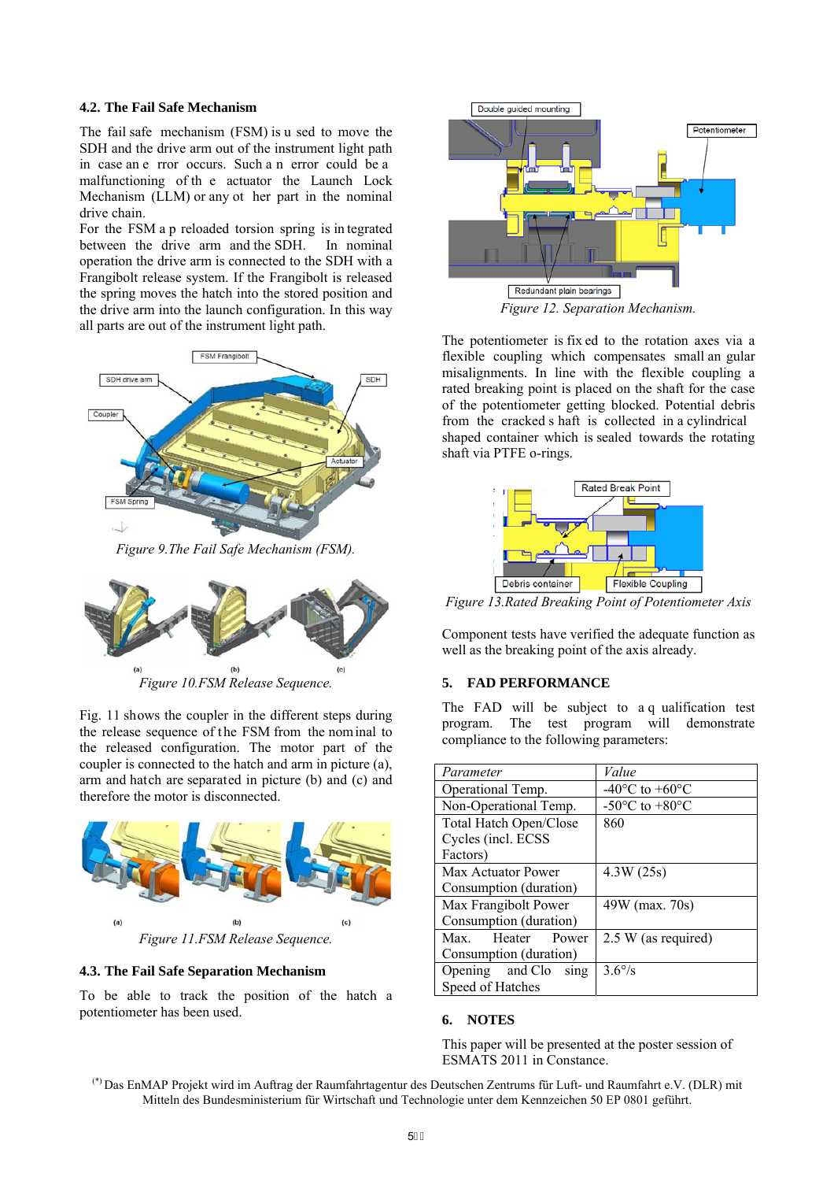### 4.2. The Fail Safe Mechanism

The fail safe mechanism (FSM) is used to move the SDH and the drive arm out of the instrument light path in case an error occurs. Such an error could be a malfunctioning of the actuator the Launch Lock Mechanism (LLM) or any other part in the nominal drive chain.

For the FSM a preloaded torsion spring is integrated between the drive arm and the SDH. In nominal operation the drive arm is connected to the SDH with a Frangibolt release system. If the Frangibolt is released the spring moves the hatch into the stored position and the drive arm into the launch configuration. In this way all parts are out of the instrument light path.

FSM Frangibolt
SDH drive arm
SDH
Coupler
Actuator
FSM Spring

*Figure 9.The Fail Safe Mechanism (FSM).*

(a) (b) (c)

*Figure 10.FSM Release Sequence.*

Fig. 11 shows the coupler in the different steps during the release sequence of the FSM from the nominal to the released configuration. The motor part of the coupler is connected to the hatch and arm in picture (a), arm and hatch are separated in picture (b) and (c) and therefore the motor is disconnected.

(a) (b) (c)

*Figure 11.FSM Release Sequence.*

### 4.3. The Fail Safe Separation Mechanism

To be able to track the position of the hatch a potentiometer has been used.

Double guided mounting
Potentiometer
Redundant plain bearings

*Figure 12. Separation Mechanism.*

The potentiometer is fixed to the rotation axes via a flexible coupling which compensates small angular misalignments. In line with the flexible coupling a rated breaking point is placed on the shaft for the case of the potentiometer getting blocked. Potential debris from the cracked shaft is collected in a cylindrical shaped container which is sealed towards the rotating shaft via PTFE o-rings.

Rated Break Point
Debris container
Flexible Coupling

*Figure 13.Rated Breaking Point of Potentiometer Axis*

Component tests have verified the adequate function as well as the breaking point of the axis already.

## 5. FAD PERFORMANCE

The FAD will be subject to a qualification test program. The test program will demonstrate compliance to the following parameters:

| *Parameter* | *Value* |
|---|---|
| Operational Temp. | -40°C to +60°C |
| Non-Operational Temp. | -50°C to +80°C |
| Total Hatch Open/Close Cycles (incl. ECSS Factors) | 860 |
| Max Actuator Power Consumption (duration) | 4.3W (25s) |
| Max Frangibolt Power Consumption (duration) | 49W (max. 70s) |
| Max. Heater Power Consumption (duration) | 2.5 W (as required) |
| Opening and Closing Speed of Hatches | 3.6°/s |

## 6. NOTES

This paper will be presented at the poster session of ESMATS 2011 in Constance.

(*) Das EnMAP Projekt wird im Auftrag der Raumfahrtagentur des Deutschen Zentrums für Luft- und Raumfahrt e.V. (DLR) mit Mitteln des Bundesministerium für Wirtschaft und Technologie unter dem Kennzeichen 50 EP 0801 geführt.